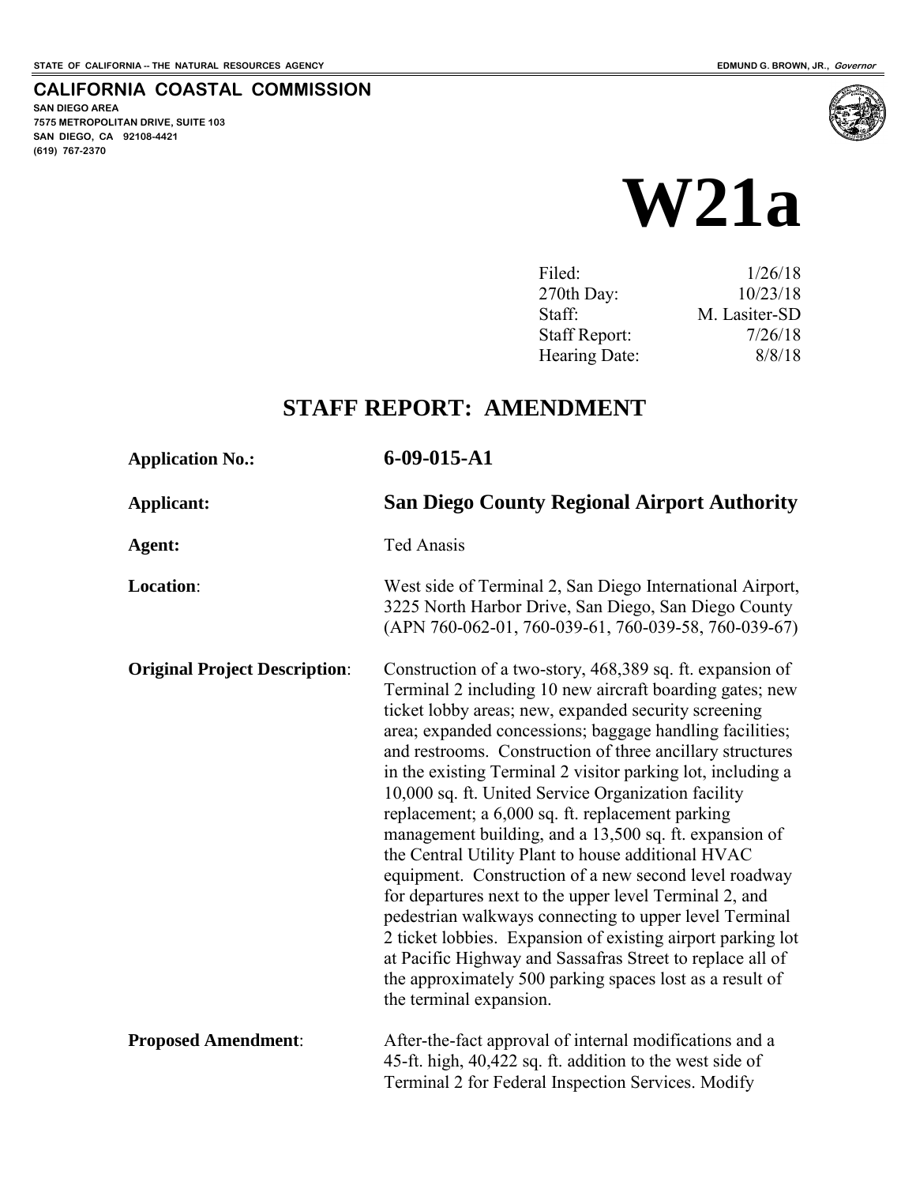STATE OF CALIFORNIA -- THE NATURAL RESOURCES AGENCY

EDMUND G. BROWN, JR., *Governor*

**CALIFORNIA COASTAL COMMISSION**

**SAN DIEGO AREA**
**7575 METROPOLITAN DRIVE, SUITE 103**
**SAN DIEGO, CA 92108-4421**
**(619) 767-2370**

# W21a

| | |
|---|---|
| Filed: | 1/26/18 |
| 270th Day: | 10/23/18 |
| Staff: | M. Lasiter-SD |
| Staff Report: | 7/26/18 |
| Hearing Date: | 8/8/18 |

## STAFF REPORT: AMENDMENT

**Application No.:** **6-09-015-A1**

**Applicant:** **San Diego County Regional Airport Authority**

**Agent:** Ted Anasis

**Location**: West side of Terminal 2, San Diego International Airport, 3225 North Harbor Drive, San Diego, San Diego County (APN 760-062-01, 760-039-61, 760-039-58, 760-039-67)

**Original Project Description**: Construction of a two-story, 468,389 sq. ft. expansion of Terminal 2 including 10 new aircraft boarding gates; new ticket lobby areas; new, expanded security screening area; expanded concessions; baggage handling facilities; and restrooms. Construction of three ancillary structures in the existing Terminal 2 visitor parking lot, including a 10,000 sq. ft. United Service Organization facility replacement; a 6,000 sq. ft. replacement parking management building, and a 13,500 sq. ft. expansion of the Central Utility Plant to house additional HVAC equipment. Construction of a new second level roadway for departures next to the upper level Terminal 2, and pedestrian walkways connecting to upper level Terminal 2 ticket lobbies. Expansion of existing airport parking lot at Pacific Highway and Sassafras Street to replace all of the approximately 500 parking spaces lost as a result of the terminal expansion.

**Proposed Amendment**: After-the-fact approval of internal modifications and a 45-ft. high, 40,422 sq. ft. addition to the west side of Terminal 2 for Federal Inspection Services. Modify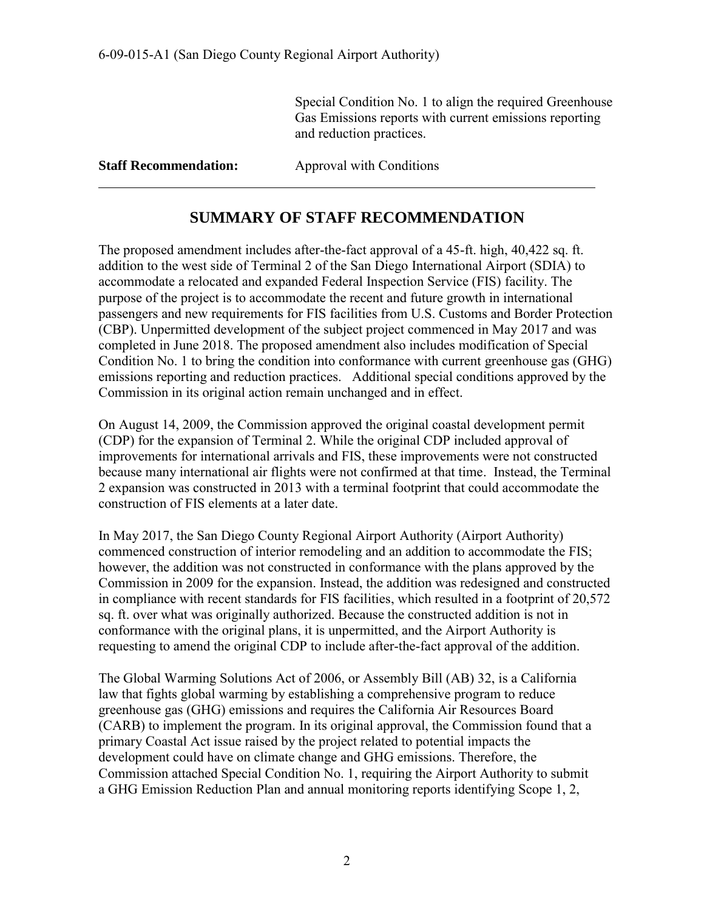Special Condition No. 1 to align the required Greenhouse Gas Emissions reports with current emissions reporting and reduction practices.

**Staff Recommendation:** Approval with Conditions

## SUMMARY OF STAFF RECOMMENDATION

The proposed amendment includes after-the-fact approval of a 45-ft. high, 40,422 sq. ft. addition to the west side of Terminal 2 of the San Diego International Airport (SDIA) to accommodate a relocated and expanded Federal Inspection Service (FIS) facility. The purpose of the project is to accommodate the recent and future growth in international passengers and new requirements for FIS facilities from U.S. Customs and Border Protection (CBP). Unpermitted development of the subject project commenced in May 2017 and was completed in June 2018. The proposed amendment also includes modification of Special Condition No. 1 to bring the condition into conformance with current greenhouse gas (GHG) emissions reporting and reduction practices. Additional special conditions approved by the Commission in its original action remain unchanged and in effect.

On August 14, 2009, the Commission approved the original coastal development permit (CDP) for the expansion of Terminal 2. While the original CDP included approval of improvements for international arrivals and FIS, these improvements were not constructed because many international air flights were not confirmed at that time. Instead, the Terminal 2 expansion was constructed in 2013 with a terminal footprint that could accommodate the construction of FIS elements at a later date.

In May 2017, the San Diego County Regional Airport Authority (Airport Authority) commenced construction of interior remodeling and an addition to accommodate the FIS; however, the addition was not constructed in conformance with the plans approved by the Commission in 2009 for the expansion. Instead, the addition was redesigned and constructed in compliance with recent standards for FIS facilities, which resulted in a footprint of 20,572 sq. ft. over what was originally authorized. Because the constructed addition is not in conformance with the original plans, it is unpermitted, and the Airport Authority is requesting to amend the original CDP to include after-the-fact approval of the addition.

The Global Warming Solutions Act of 2006, or Assembly Bill (AB) 32, is a California law that fights global warming by establishing a comprehensive program to reduce greenhouse gas (GHG) emissions and requires the California Air Resources Board (CARB) to implement the program. In its original approval, the Commission found that a primary Coastal Act issue raised by the project related to potential impacts the development could have on climate change and GHG emissions. Therefore, the Commission attached Special Condition No. 1, requiring the Airport Authority to submit a GHG Emission Reduction Plan and annual monitoring reports identifying Scope 1, 2,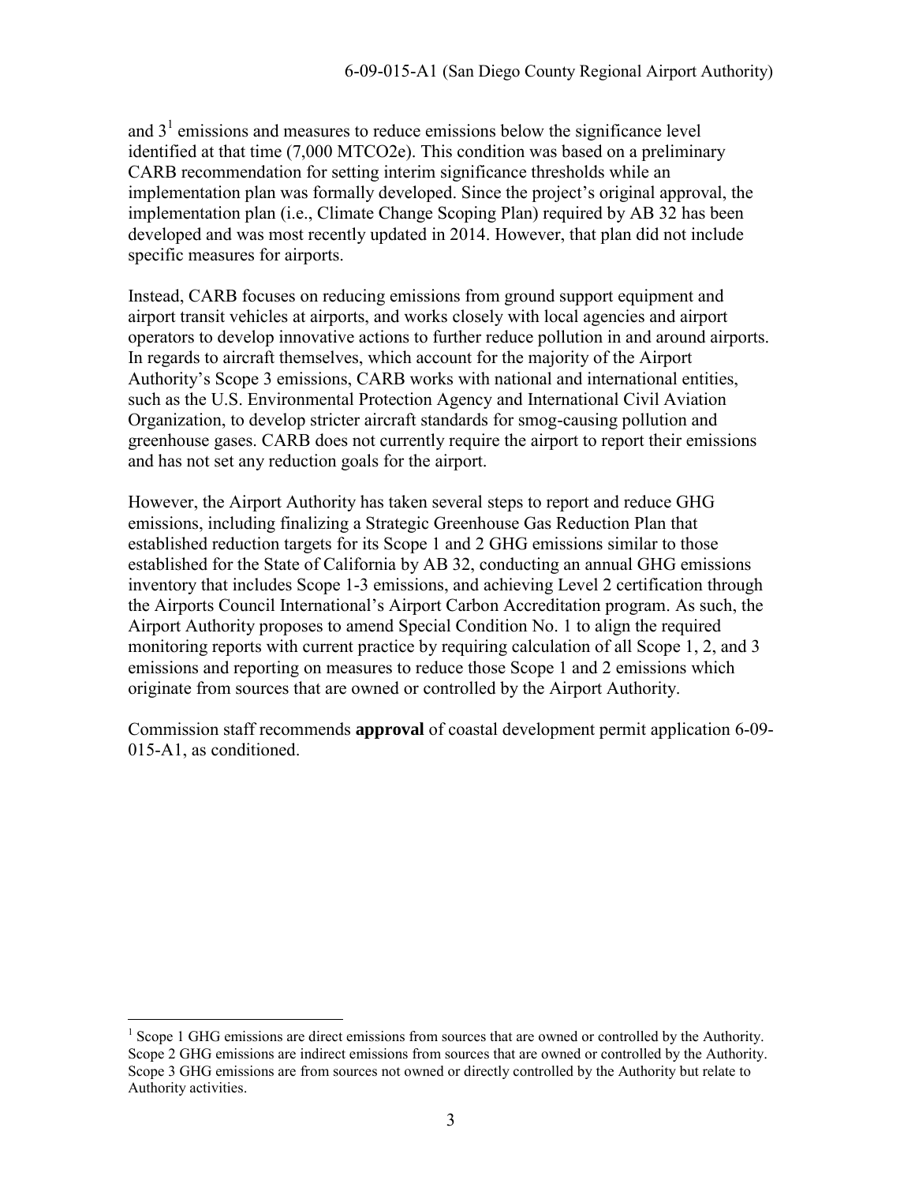and 3[1] emissions and measures to reduce emissions below the significance level identified at that time (7,000 MTCO2e). This condition was based on a preliminary CARB recommendation for setting interim significance thresholds while an implementation plan was formally developed. Since the project's original approval, the implementation plan (i.e., Climate Change Scoping Plan) required by AB 32 has been developed and was most recently updated in 2014. However, that plan did not include specific measures for airports.

Instead, CARB focuses on reducing emissions from ground support equipment and airport transit vehicles at airports, and works closely with local agencies and airport operators to develop innovative actions to further reduce pollution in and around airports. In regards to aircraft themselves, which account for the majority of the Airport Authority's Scope 3 emissions, CARB works with national and international entities, such as the U.S. Environmental Protection Agency and International Civil Aviation Organization, to develop stricter aircraft standards for smog-causing pollution and greenhouse gases. CARB does not currently require the airport to report their emissions and has not set any reduction goals for the airport.

However, the Airport Authority has taken several steps to report and reduce GHG emissions, including finalizing a Strategic Greenhouse Gas Reduction Plan that established reduction targets for its Scope 1 and 2 GHG emissions similar to those established for the State of California by AB 32, conducting an annual GHG emissions inventory that includes Scope 1-3 emissions, and achieving Level 2 certification through the Airports Council International's Airport Carbon Accreditation program. As such, the Airport Authority proposes to amend Special Condition No. 1 to align the required monitoring reports with current practice by requiring calculation of all Scope 1, 2, and 3 emissions and reporting on measures to reduce those Scope 1 and 2 emissions which originate from sources that are owned or controlled by the Airport Authority.

Commission staff recommends **approval** of coastal development permit application 6-09-015-A1, as conditioned.

---

[1] Scope 1 GHG emissions are direct emissions from sources that are owned or controlled by the Authority. Scope 2 GHG emissions are indirect emissions from sources that are owned or controlled by the Authority. Scope 3 GHG emissions are from sources not owned or directly controlled by the Authority but relate to Authority activities.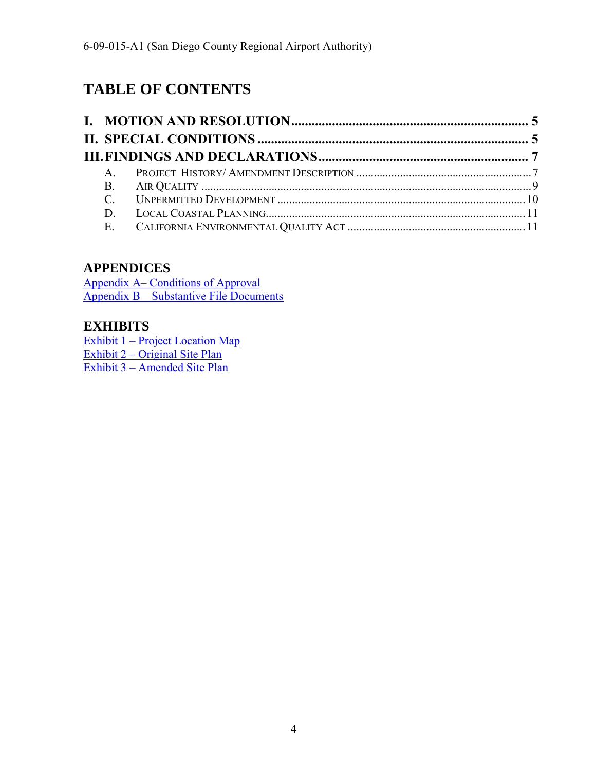# TABLE OF CONTENTS

**I. MOTION AND RESOLUTION ..................................................................... 5**

**II. SPECIAL CONDITIONS ............................................................................... 5**

**III. FINDINGS AND DECLARATIONS ............................................................. 7**

- A. PROJECT HISTORY/ AMENDMENT DESCRIPTION ............................................................ 7
- B. AIR QUALITY ................................................................................................................ 9
- C. UNPERMITTED DEVELOPMENT .................................................................................... 10
- D. LOCAL COASTAL PLANNING ......................................................................................... 11
- E. CALIFORNIA ENVIRONMENTAL QUALITY ACT ............................................................ 11

## APPENDICES

Appendix A– Conditions of Approval
Appendix B – Substantive File Documents

## EXHIBITS

Exhibit 1 – Project Location Map
Exhibit 2 – Original Site Plan
Exhibit 3 – Amended Site Plan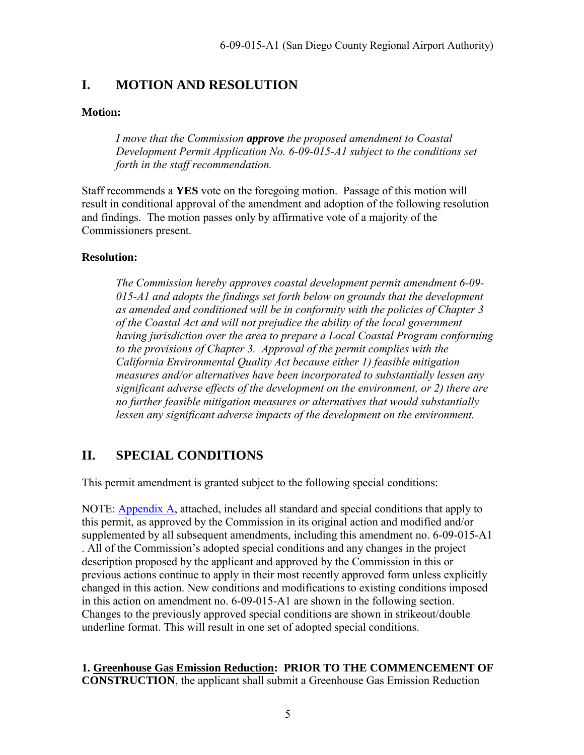## I. MOTION AND RESOLUTION

**Motion:**

> *I move that the Commission **approve** the proposed amendment to Coastal Development Permit Application No. 6-09-015-A1 subject to the conditions set forth in the staff recommendation.*

Staff recommends a **YES** vote on the foregoing motion. Passage of this motion will result in conditional approval of the amendment and adoption of the following resolution and findings. The motion passes only by affirmative vote of a majority of the Commissioners present.

**Resolution:**

> *The Commission hereby approves coastal development permit amendment 6-09-015-A1 and adopts the findings set forth below on grounds that the development as amended and conditioned will be in conformity with the policies of Chapter 3 of the Coastal Act and will not prejudice the ability of the local government having jurisdiction over the area to prepare a Local Coastal Program conforming to the provisions of Chapter 3. Approval of the permit complies with the California Environmental Quality Act because either 1) feasible mitigation measures and/or alternatives have been incorporated to substantially lessen any significant adverse effects of the development on the environment, or 2) there are no further feasible mitigation measures or alternatives that would substantially lessen any significant adverse impacts of the development on the environment.*

## II. SPECIAL CONDITIONS

This permit amendment is granted subject to the following special conditions:

NOTE: Appendix A, attached, includes all standard and special conditions that apply to this permit, as approved by the Commission in its original action and modified and/or supplemented by all subsequent amendments, including this amendment no. 6-09-015-A1 . All of the Commission's adopted special conditions and any changes in the project description proposed by the applicant and approved by the Commission in this or previous actions continue to apply in their most recently approved form unless explicitly changed in this action. New conditions and modifications to existing conditions imposed in this action on amendment no. 6-09-015-A1 are shown in the following section. Changes to the previously approved special conditions are shown in strikeout/double underline format. This will result in one set of adopted special conditions.

**1. Greenhouse Gas Emission Reduction: PRIOR TO THE COMMENCEMENT OF CONSTRUCTION**, the applicant shall submit a Greenhouse Gas Emission Reduction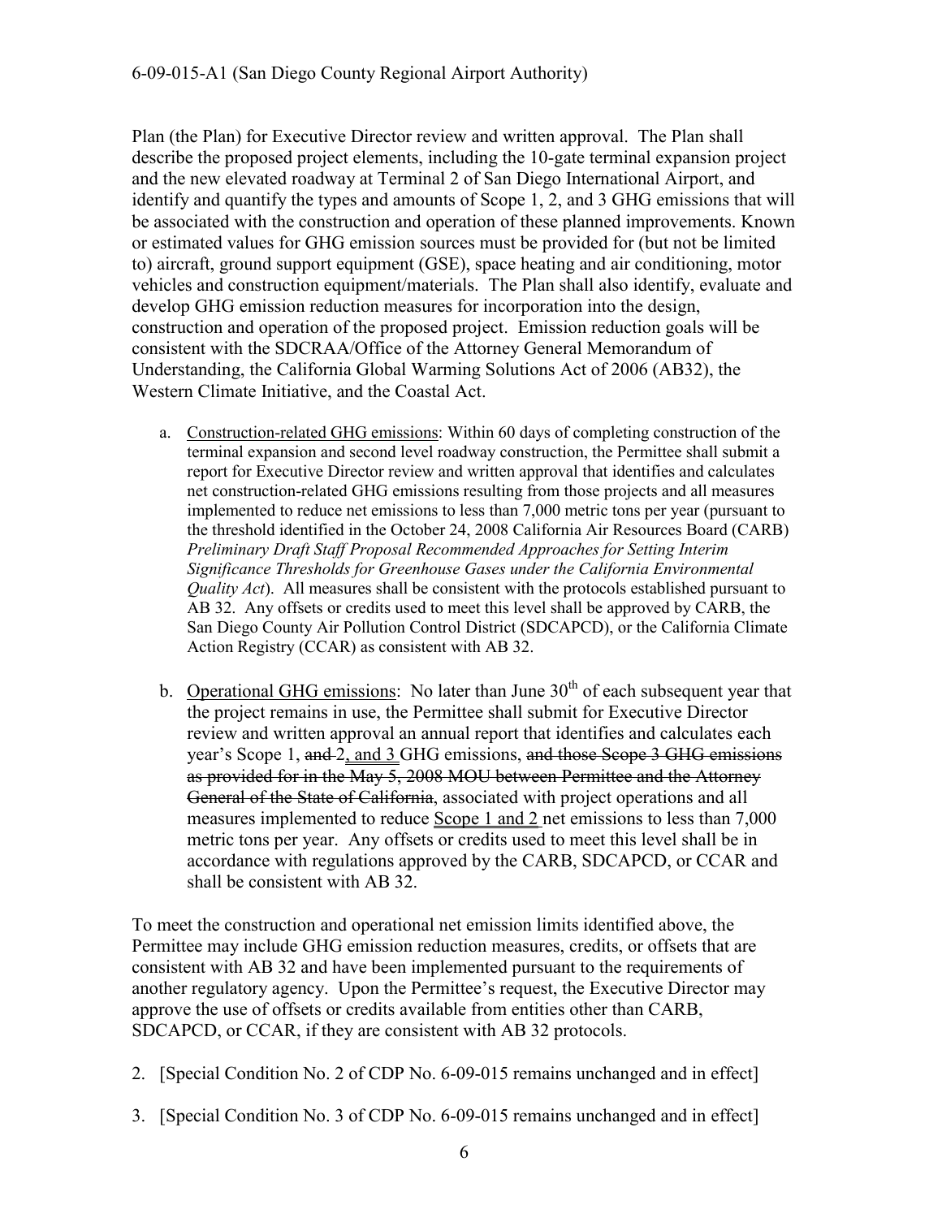Plan (the Plan) for Executive Director review and written approval. The Plan shall describe the proposed project elements, including the 10-gate terminal expansion project and the new elevated roadway at Terminal 2 of San Diego International Airport, and identify and quantify the types and amounts of Scope 1, 2, and 3 GHG emissions that will be associated with the construction and operation of these planned improvements. Known or estimated values for GHG emission sources must be provided for (but not be limited to) aircraft, ground support equipment (GSE), space heating and air conditioning, motor vehicles and construction equipment/materials. The Plan shall also identify, evaluate and develop GHG emission reduction measures for incorporation into the design, construction and operation of the proposed project. Emission reduction goals will be consistent with the SDCRAA/Office of the Attorney General Memorandum of Understanding, the California Global Warming Solutions Act of 2006 (AB32), the Western Climate Initiative, and the Coastal Act.

a. <u>Construction-related GHG emissions</u>: Within 60 days of completing construction of the terminal expansion and second level roadway construction, the Permittee shall submit a report for Executive Director review and written approval that identifies and calculates net construction-related GHG emissions resulting from those projects and all measures implemented to reduce net emissions to less than 7,000 metric tons per year (pursuant to the threshold identified in the October 24, 2008 California Air Resources Board (CARB) *Preliminary Draft Staff Proposal Recommended Approaches for Setting Interim Significance Thresholds for Greenhouse Gases under the California Environmental Quality Act*). All measures shall be consistent with the protocols established pursuant to AB 32. Any offsets or credits used to meet this level shall be approved by CARB, the San Diego County Air Pollution Control District (SDCAPCD), or the California Climate Action Registry (CCAR) as consistent with AB 32.

b. <u>Operational GHG emissions</u>: No later than June 30th of each subsequent year that the project remains in use, the Permittee shall submit for Executive Director review and written approval an annual report that identifies and calculates each year's Scope 1, ~~and~~ <u>2, and 3</u> GHG emissions, ~~and those Scope 3 GHG emissions as provided for in the May 5, 2008 MOU between Permittee and the Attorney General of the State of California~~, associated with project operations and all measures implemented to reduce <u>Scope 1 and 2</u> net emissions to less than 7,000 metric tons per year. Any offsets or credits used to meet this level shall be in accordance with regulations approved by the CARB, SDCAPCD, or CCAR and shall be consistent with AB 32.

To meet the construction and operational net emission limits identified above, the Permittee may include GHG emission reduction measures, credits, or offsets that are consistent with AB 32 and have been implemented pursuant to the requirements of another regulatory agency. Upon the Permittee's request, the Executive Director may approve the use of offsets or credits available from entities other than CARB, SDCAPCD, or CCAR, if they are consistent with AB 32 protocols.

2. [Special Condition No. 2 of CDP No. 6-09-015 remains unchanged and in effect]

3. [Special Condition No. 3 of CDP No. 6-09-015 remains unchanged and in effect]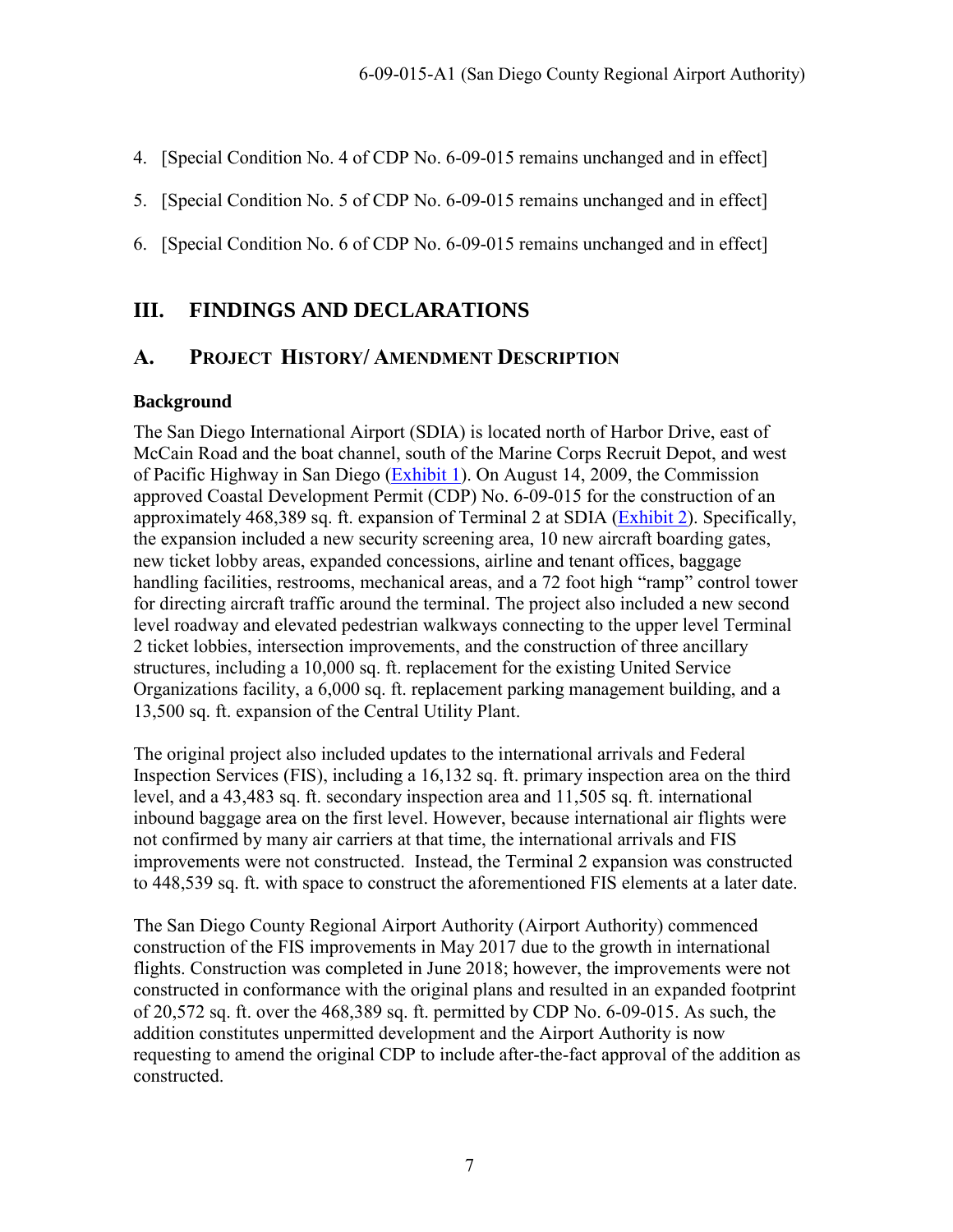4. [Special Condition No. 4 of CDP No. 6-09-015 remains unchanged and in effect]

5. [Special Condition No. 5 of CDP No. 6-09-015 remains unchanged and in effect]

6. [Special Condition No. 6 of CDP No. 6-09-015 remains unchanged and in effect]

# III. FINDINGS AND DECLARATIONS

## A. PROJECT HISTORY/ AMENDMENT DESCRIPTION

**Background**

The San Diego International Airport (SDIA) is located north of Harbor Drive, east of McCain Road and the boat channel, south of the Marine Corps Recruit Depot, and west of Pacific Highway in San Diego (Exhibit 1). On August 14, 2009, the Commission approved Coastal Development Permit (CDP) No. 6-09-015 for the construction of an approximately 468,389 sq. ft. expansion of Terminal 2 at SDIA (Exhibit 2). Specifically, the expansion included a new security screening area, 10 new aircraft boarding gates, new ticket lobby areas, expanded concessions, airline and tenant offices, baggage handling facilities, restrooms, mechanical areas, and a 72 foot high "ramp" control tower for directing aircraft traffic around the terminal. The project also included a new second level roadway and elevated pedestrian walkways connecting to the upper level Terminal 2 ticket lobbies, intersection improvements, and the construction of three ancillary structures, including a 10,000 sq. ft. replacement for the existing United Service Organizations facility, a 6,000 sq. ft. replacement parking management building, and a 13,500 sq. ft. expansion of the Central Utility Plant.

The original project also included updates to the international arrivals and Federal Inspection Services (FIS), including a 16,132 sq. ft. primary inspection area on the third level, and a 43,483 sq. ft. secondary inspection area and 11,505 sq. ft. international inbound baggage area on the first level. However, because international air flights were not confirmed by many air carriers at that time, the international arrivals and FIS improvements were not constructed. Instead, the Terminal 2 expansion was constructed to 448,539 sq. ft. with space to construct the aforementioned FIS elements at a later date.

The San Diego County Regional Airport Authority (Airport Authority) commenced construction of the FIS improvements in May 2017 due to the growth in international flights. Construction was completed in June 2018; however, the improvements were not constructed in conformance with the original plans and resulted in an expanded footprint of 20,572 sq. ft. over the 468,389 sq. ft. permitted by CDP No. 6-09-015. As such, the addition constitutes unpermitted development and the Airport Authority is now requesting to amend the original CDP to include after-the-fact approval of the addition as constructed.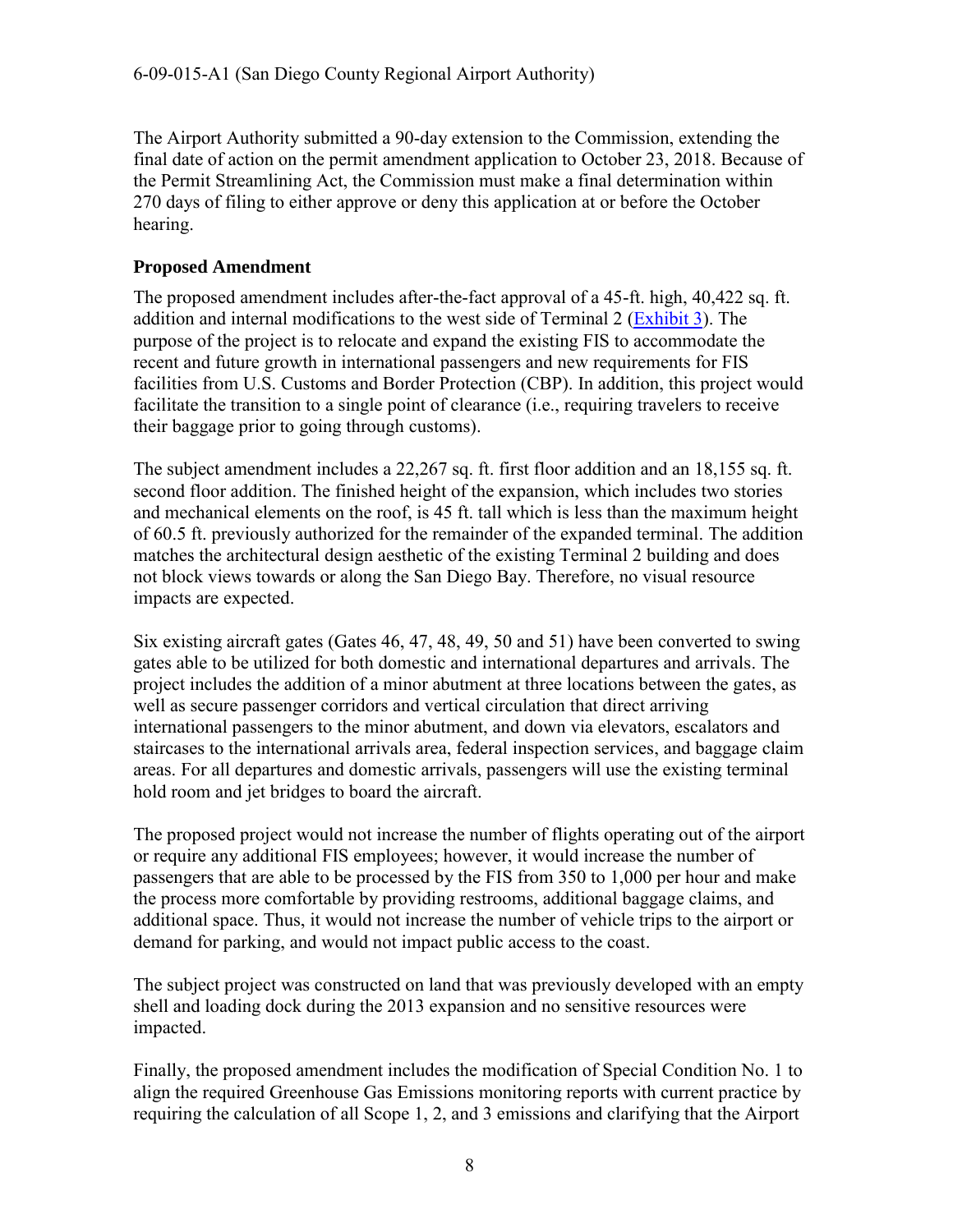The Airport Authority submitted a 90-day extension to the Commission, extending the final date of action on the permit amendment application to October 23, 2018. Because of the Permit Streamlining Act, the Commission must make a final determination within 270 days of filing to either approve or deny this application at or before the October hearing.

**Proposed Amendment**

The proposed amendment includes after-the-fact approval of a 45-ft. high, 40,422 sq. ft. addition and internal modifications to the west side of Terminal 2 (Exhibit 3). The purpose of the project is to relocate and expand the existing FIS to accommodate the recent and future growth in international passengers and new requirements for FIS facilities from U.S. Customs and Border Protection (CBP). In addition, this project would facilitate the transition to a single point of clearance (i.e., requiring travelers to receive their baggage prior to going through customs).

The subject amendment includes a 22,267 sq. ft. first floor addition and an 18,155 sq. ft. second floor addition. The finished height of the expansion, which includes two stories and mechanical elements on the roof, is 45 ft. tall which is less than the maximum height of 60.5 ft. previously authorized for the remainder of the expanded terminal. The addition matches the architectural design aesthetic of the existing Terminal 2 building and does not block views towards or along the San Diego Bay. Therefore, no visual resource impacts are expected.

Six existing aircraft gates (Gates 46, 47, 48, 49, 50 and 51) have been converted to swing gates able to be utilized for both domestic and international departures and arrivals. The project includes the addition of a minor abutment at three locations between the gates, as well as secure passenger corridors and vertical circulation that direct arriving international passengers to the minor abutment, and down via elevators, escalators and staircases to the international arrivals area, federal inspection services, and baggage claim areas. For all departures and domestic arrivals, passengers will use the existing terminal hold room and jet bridges to board the aircraft.

The proposed project would not increase the number of flights operating out of the airport or require any additional FIS employees; however, it would increase the number of passengers that are able to be processed by the FIS from 350 to 1,000 per hour and make the process more comfortable by providing restrooms, additional baggage claims, and additional space. Thus, it would not increase the number of vehicle trips to the airport or demand for parking, and would not impact public access to the coast.

The subject project was constructed on land that was previously developed with an empty shell and loading dock during the 2013 expansion and no sensitive resources were impacted.

Finally, the proposed amendment includes the modification of Special Condition No. 1 to align the required Greenhouse Gas Emissions monitoring reports with current practice by requiring the calculation of all Scope 1, 2, and 3 emissions and clarifying that the Airport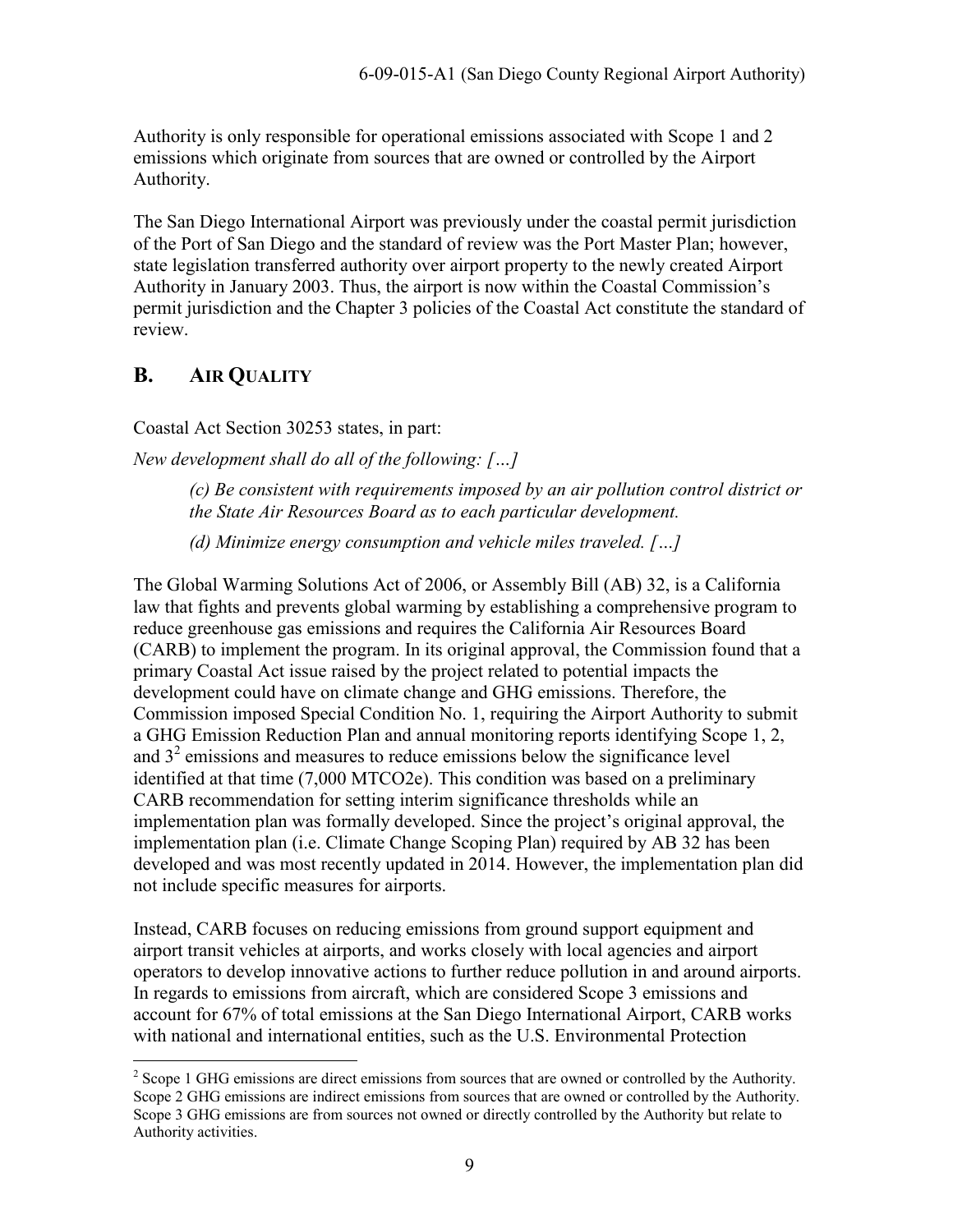Authority is only responsible for operational emissions associated with Scope 1 and 2 emissions which originate from sources that are owned or controlled by the Airport Authority.

The San Diego International Airport was previously under the coastal permit jurisdiction of the Port of San Diego and the standard of review was the Port Master Plan; however, state legislation transferred authority over airport property to the newly created Airport Authority in January 2003. Thus, the airport is now within the Coastal Commission's permit jurisdiction and the Chapter 3 policies of the Coastal Act constitute the standard of review.

## B. AIR QUALITY

Coastal Act Section 30253 states, in part:

*New development shall do all of the following: […]*

> *(c) Be consistent with requirements imposed by an air pollution control district or the State Air Resources Board as to each particular development.*
>
> *(d) Minimize energy consumption and vehicle miles traveled. […]*

The Global Warming Solutions Act of 2006, or Assembly Bill (AB) 32, is a California law that fights and prevents global warming by establishing a comprehensive program to reduce greenhouse gas emissions and requires the California Air Resources Board (CARB) to implement the program. In its original approval, the Commission found that a primary Coastal Act issue raised by the project related to potential impacts the development could have on climate change and GHG emissions. Therefore, the Commission imposed Special Condition No. 1, requiring the Airport Authority to submit a GHG Emission Reduction Plan and annual monitoring reports identifying Scope 1, 2, and 3[2] emissions and measures to reduce emissions below the significance level identified at that time (7,000 MTCO2e). This condition was based on a preliminary CARB recommendation for setting interim significance thresholds while an implementation plan was formally developed. Since the project's original approval, the implementation plan (i.e. Climate Change Scoping Plan) required by AB 32 has been developed and was most recently updated in 2014. However, the implementation plan did not include specific measures for airports.

Instead, CARB focuses on reducing emissions from ground support equipment and airport transit vehicles at airports, and works closely with local agencies and airport operators to develop innovative actions to further reduce pollution in and around airports. In regards to emissions from aircraft, which are considered Scope 3 emissions and account for 67% of total emissions at the San Diego International Airport, CARB works with national and international entities, such as the U.S. Environmental Protection

---

[2] Scope 1 GHG emissions are direct emissions from sources that are owned or controlled by the Authority. Scope 2 GHG emissions are indirect emissions from sources that are owned or controlled by the Authority. Scope 3 GHG emissions are from sources not owned or directly controlled by the Authority but relate to Authority activities.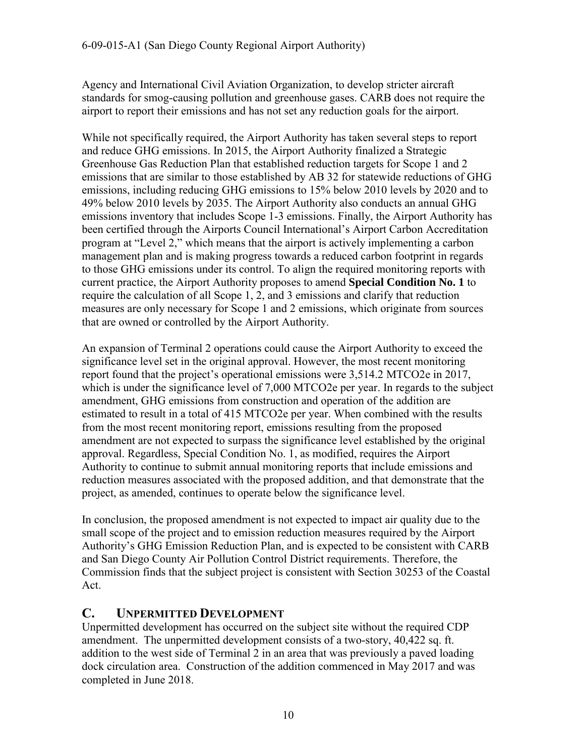Agency and International Civil Aviation Organization, to develop stricter aircraft standards for smog-causing pollution and greenhouse gases. CARB does not require the airport to report their emissions and has not set any reduction goals for the airport.

While not specifically required, the Airport Authority has taken several steps to report and reduce GHG emissions. In 2015, the Airport Authority finalized a Strategic Greenhouse Gas Reduction Plan that established reduction targets for Scope 1 and 2 emissions that are similar to those established by AB 32 for statewide reductions of GHG emissions, including reducing GHG emissions to 15% below 2010 levels by 2020 and to 49% below 2010 levels by 2035. The Airport Authority also conducts an annual GHG emissions inventory that includes Scope 1-3 emissions. Finally, the Airport Authority has been certified through the Airports Council International's Airport Carbon Accreditation program at "Level 2," which means that the airport is actively implementing a carbon management plan and is making progress towards a reduced carbon footprint in regards to those GHG emissions under its control. To align the required monitoring reports with current practice, the Airport Authority proposes to amend **Special Condition No. 1** to require the calculation of all Scope 1, 2, and 3 emissions and clarify that reduction measures are only necessary for Scope 1 and 2 emissions, which originate from sources that are owned or controlled by the Airport Authority.

An expansion of Terminal 2 operations could cause the Airport Authority to exceed the significance level set in the original approval. However, the most recent monitoring report found that the project's operational emissions were 3,514.2 MTCO2e in 2017, which is under the significance level of 7,000 MTCO2e per year. In regards to the subject amendment, GHG emissions from construction and operation of the addition are estimated to result in a total of 415 MTCO2e per year. When combined with the results from the most recent monitoring report, emissions resulting from the proposed amendment are not expected to surpass the significance level established by the original approval. Regardless, Special Condition No. 1, as modified, requires the Airport Authority to continue to submit annual monitoring reports that include emissions and reduction measures associated with the proposed addition, and that demonstrate that the project, as amended, continues to operate below the significance level.

In conclusion, the proposed amendment is not expected to impact air quality due to the small scope of the project and to emission reduction measures required by the Airport Authority's GHG Emission Reduction Plan, and is expected to be consistent with CARB and San Diego County Air Pollution Control District requirements. Therefore, the Commission finds that the subject project is consistent with Section 30253 of the Coastal Act.

## C. UNPERMITTED DEVELOPMENT

Unpermitted development has occurred on the subject site without the required CDP amendment. The unpermitted development consists of a two-story, 40,422 sq. ft. addition to the west side of Terminal 2 in an area that was previously a paved loading dock circulation area. Construction of the addition commenced in May 2017 and was completed in June 2018.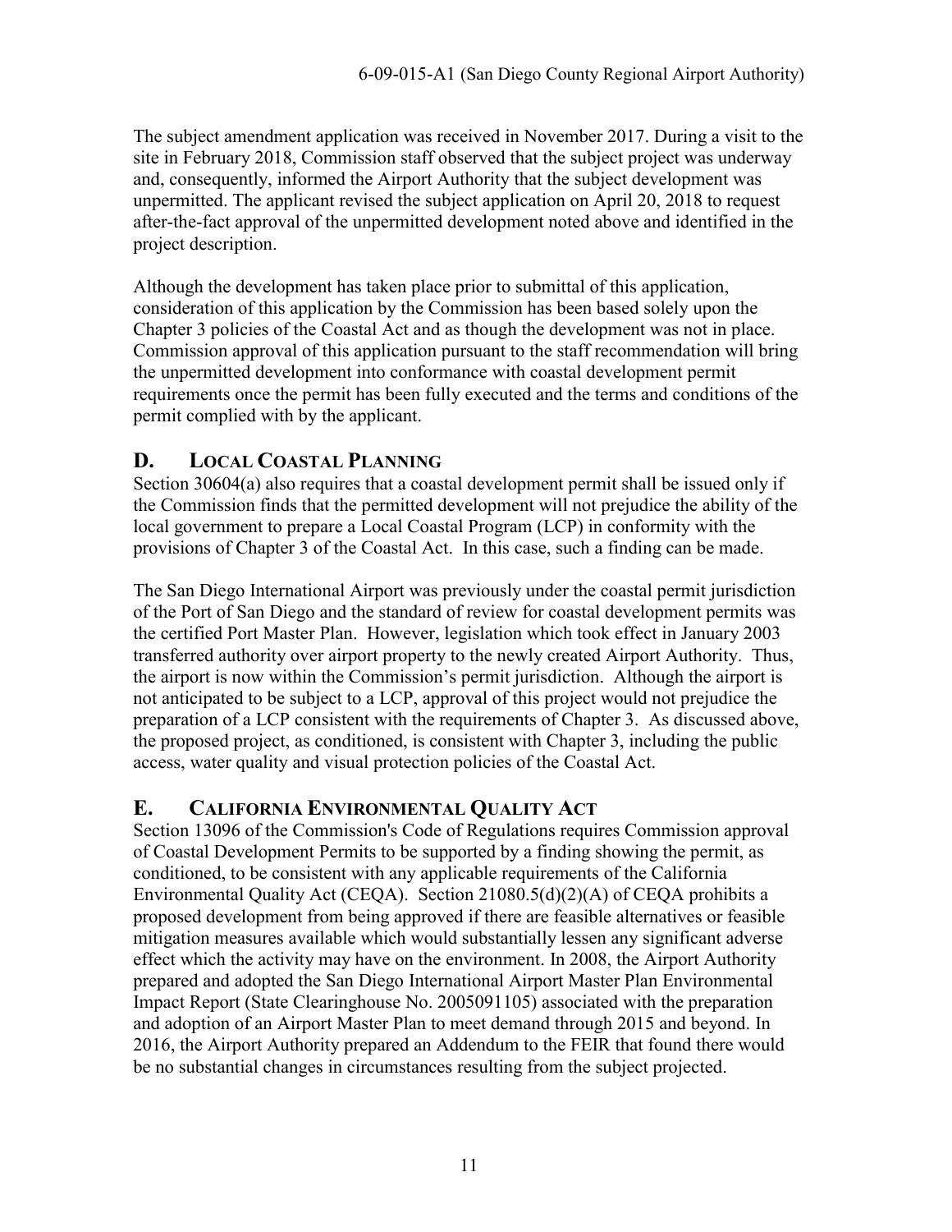The subject amendment application was received in November 2017. During a visit to the site in February 2018, Commission staff observed that the subject project was underway and, consequently, informed the Airport Authority that the subject development was unpermitted. The applicant revised the subject application on April 20, 2018 to request after-the-fact approval of the unpermitted development noted above and identified in the project description.

Although the development has taken place prior to submittal of this application, consideration of this application by the Commission has been based solely upon the Chapter 3 policies of the Coastal Act and as though the development was not in place. Commission approval of this application pursuant to the staff recommendation will bring the unpermitted development into conformance with coastal development permit requirements once the permit has been fully executed and the terms and conditions of the permit complied with by the applicant.

## D. LOCAL COASTAL PLANNING

Section 30604(a) also requires that a coastal development permit shall be issued only if the Commission finds that the permitted development will not prejudice the ability of the local government to prepare a Local Coastal Program (LCP) in conformity with the provisions of Chapter 3 of the Coastal Act. In this case, such a finding can be made.

The San Diego International Airport was previously under the coastal permit jurisdiction of the Port of San Diego and the standard of review for coastal development permits was the certified Port Master Plan. However, legislation which took effect in January 2003 transferred authority over airport property to the newly created Airport Authority. Thus, the airport is now within the Commission's permit jurisdiction. Although the airport is not anticipated to be subject to a LCP, approval of this project would not prejudice the preparation of a LCP consistent with the requirements of Chapter 3. As discussed above, the proposed project, as conditioned, is consistent with Chapter 3, including the public access, water quality and visual protection policies of the Coastal Act.

## E. CALIFORNIA ENVIRONMENTAL QUALITY ACT

Section 13096 of the Commission's Code of Regulations requires Commission approval of Coastal Development Permits to be supported by a finding showing the permit, as conditioned, to be consistent with any applicable requirements of the California Environmental Quality Act (CEQA). Section 21080.5(d)(2)(A) of CEQA prohibits a proposed development from being approved if there are feasible alternatives or feasible mitigation measures available which would substantially lessen any significant adverse effect which the activity may have on the environment. In 2008, the Airport Authority prepared and adopted the San Diego International Airport Master Plan Environmental Impact Report (State Clearinghouse No. 2005091105) associated with the preparation and adoption of an Airport Master Plan to meet demand through 2015 and beyond. In 2016, the Airport Authority prepared an Addendum to the FEIR that found there would be no substantial changes in circumstances resulting from the subject projected.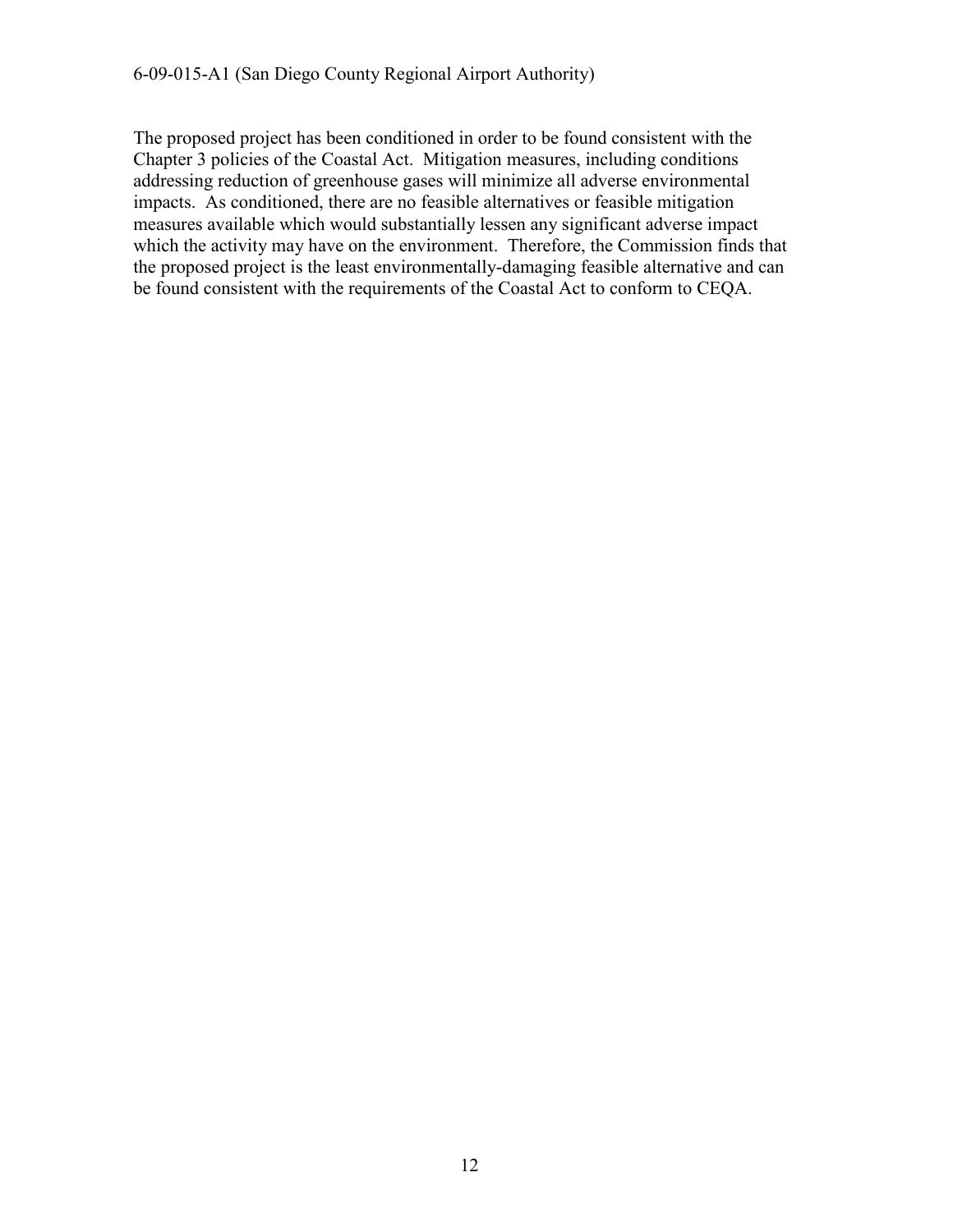The proposed project has been conditioned in order to be found consistent with the Chapter 3 policies of the Coastal Act. Mitigation measures, including conditions addressing reduction of greenhouse gases will minimize all adverse environmental impacts. As conditioned, there are no feasible alternatives or feasible mitigation measures available which would substantially lessen any significant adverse impact which the activity may have on the environment. Therefore, the Commission finds that the proposed project is the least environmentally-damaging feasible alternative and can be found consistent with the requirements of the Coastal Act to conform to CEQA.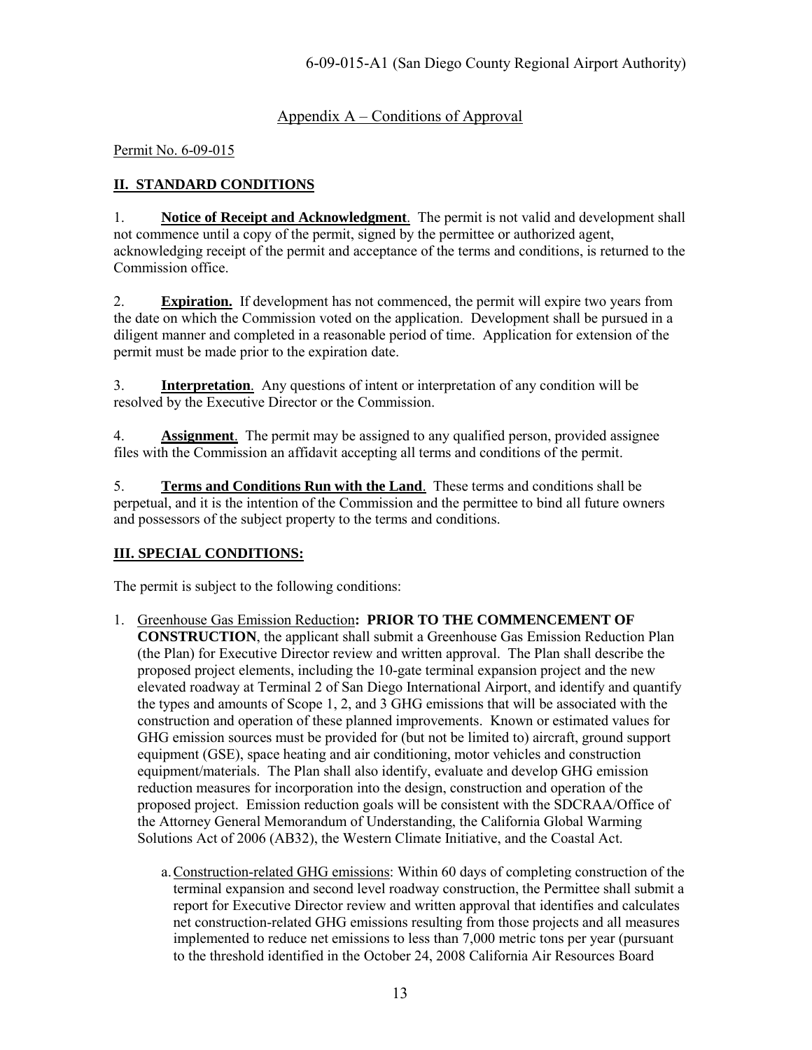## Appendix A – Conditions of Approval

Permit No. 6-09-015

## II. STANDARD CONDITIONS

1. **Notice of Receipt and Acknowledgment**. The permit is not valid and development shall not commence until a copy of the permit, signed by the permittee or authorized agent, acknowledging receipt of the permit and acceptance of the terms and conditions, is returned to the Commission office.

2. **Expiration.** If development has not commenced, the permit will expire two years from the date on which the Commission voted on the application. Development shall be pursued in a diligent manner and completed in a reasonable period of time. Application for extension of the permit must be made prior to the expiration date.

3. **Interpretation**. Any questions of intent or interpretation of any condition will be resolved by the Executive Director or the Commission.

4. **Assignment**. The permit may be assigned to any qualified person, provided assignee files with the Commission an affidavit accepting all terms and conditions of the permit.

5. **Terms and Conditions Run with the Land**. These terms and conditions shall be perpetual, and it is the intention of the Commission and the permittee to bind all future owners and possessors of the subject property to the terms and conditions.

## III. SPECIAL CONDITIONS:

The permit is subject to the following conditions:

1. Greenhouse Gas Emission Reduction**: PRIOR TO THE COMMENCEMENT OF CONSTRUCTION**, the applicant shall submit a Greenhouse Gas Emission Reduction Plan (the Plan) for Executive Director review and written approval. The Plan shall describe the proposed project elements, including the 10-gate terminal expansion project and the new elevated roadway at Terminal 2 of San Diego International Airport, and identify and quantify the types and amounts of Scope 1, 2, and 3 GHG emissions that will be associated with the construction and operation of these planned improvements. Known or estimated values for GHG emission sources must be provided for (but not be limited to) aircraft, ground support equipment (GSE), space heating and air conditioning, motor vehicles and construction equipment/materials. The Plan shall also identify, evaluate and develop GHG emission reduction measures for incorporation into the design, construction and operation of the proposed project. Emission reduction goals will be consistent with the SDCRAA/Office of the Attorney General Memorandum of Understanding, the California Global Warming Solutions Act of 2006 (AB32), the Western Climate Initiative, and the Coastal Act.

   a. Construction-related GHG emissions: Within 60 days of completing construction of the terminal expansion and second level roadway construction, the Permittee shall submit a report for Executive Director review and written approval that identifies and calculates net construction-related GHG emissions resulting from those projects and all measures implemented to reduce net emissions to less than 7,000 metric tons per year (pursuant to the threshold identified in the October 24, 2008 California Air Resources Board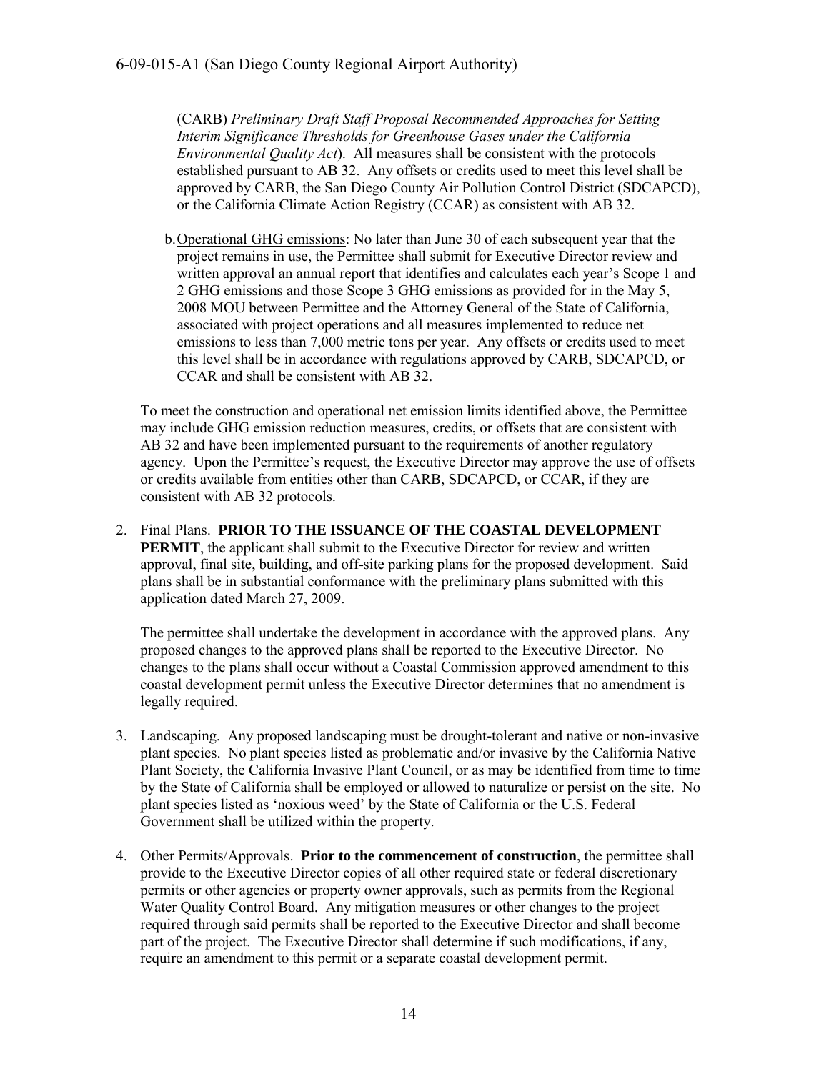(CARB) *Preliminary Draft Staff Proposal Recommended Approaches for Setting Interim Significance Thresholds for Greenhouse Gases under the California Environmental Quality Act*). All measures shall be consistent with the protocols established pursuant to AB 32. Any offsets or credits used to meet this level shall be approved by CARB, the San Diego County Air Pollution Control District (SDCAPCD), or the California Climate Action Registry (CCAR) as consistent with AB 32.

b. Operational GHG emissions: No later than June 30 of each subsequent year that the project remains in use, the Permittee shall submit for Executive Director review and written approval an annual report that identifies and calculates each year's Scope 1 and 2 GHG emissions and those Scope 3 GHG emissions as provided for in the May 5, 2008 MOU between Permittee and the Attorney General of the State of California, associated with project operations and all measures implemented to reduce net emissions to less than 7,000 metric tons per year. Any offsets or credits used to meet this level shall be in accordance with regulations approved by CARB, SDCAPCD, or CCAR and shall be consistent with AB 32.

To meet the construction and operational net emission limits identified above, the Permittee may include GHG emission reduction measures, credits, or offsets that are consistent with AB 32 and have been implemented pursuant to the requirements of another regulatory agency. Upon the Permittee's request, the Executive Director may approve the use of offsets or credits available from entities other than CARB, SDCAPCD, or CCAR, if they are consistent with AB 32 protocols.

2. Final Plans. **PRIOR TO THE ISSUANCE OF THE COASTAL DEVELOPMENT PERMIT**, the applicant shall submit to the Executive Director for review and written approval, final site, building, and off-site parking plans for the proposed development. Said plans shall be in substantial conformance with the preliminary plans submitted with this application dated March 27, 2009.

   The permittee shall undertake the development in accordance with the approved plans. Any proposed changes to the approved plans shall be reported to the Executive Director. No changes to the plans shall occur without a Coastal Commission approved amendment to this coastal development permit unless the Executive Director determines that no amendment is legally required.

3. Landscaping. Any proposed landscaping must be drought-tolerant and native or non-invasive plant species. No plant species listed as problematic and/or invasive by the California Native Plant Society, the California Invasive Plant Council, or as may be identified from time to time by the State of California shall be employed or allowed to naturalize or persist on the site. No plant species listed as 'noxious weed' by the State of California or the U.S. Federal Government shall be utilized within the property.

4. Other Permits/Approvals. **Prior to the commencement of construction**, the permittee shall provide to the Executive Director copies of all other required state or federal discretionary permits or other agencies or property owner approvals, such as permits from the Regional Water Quality Control Board. Any mitigation measures or other changes to the project required through said permits shall be reported to the Executive Director and shall become part of the project. The Executive Director shall determine if such modifications, if any, require an amendment to this permit or a separate coastal development permit.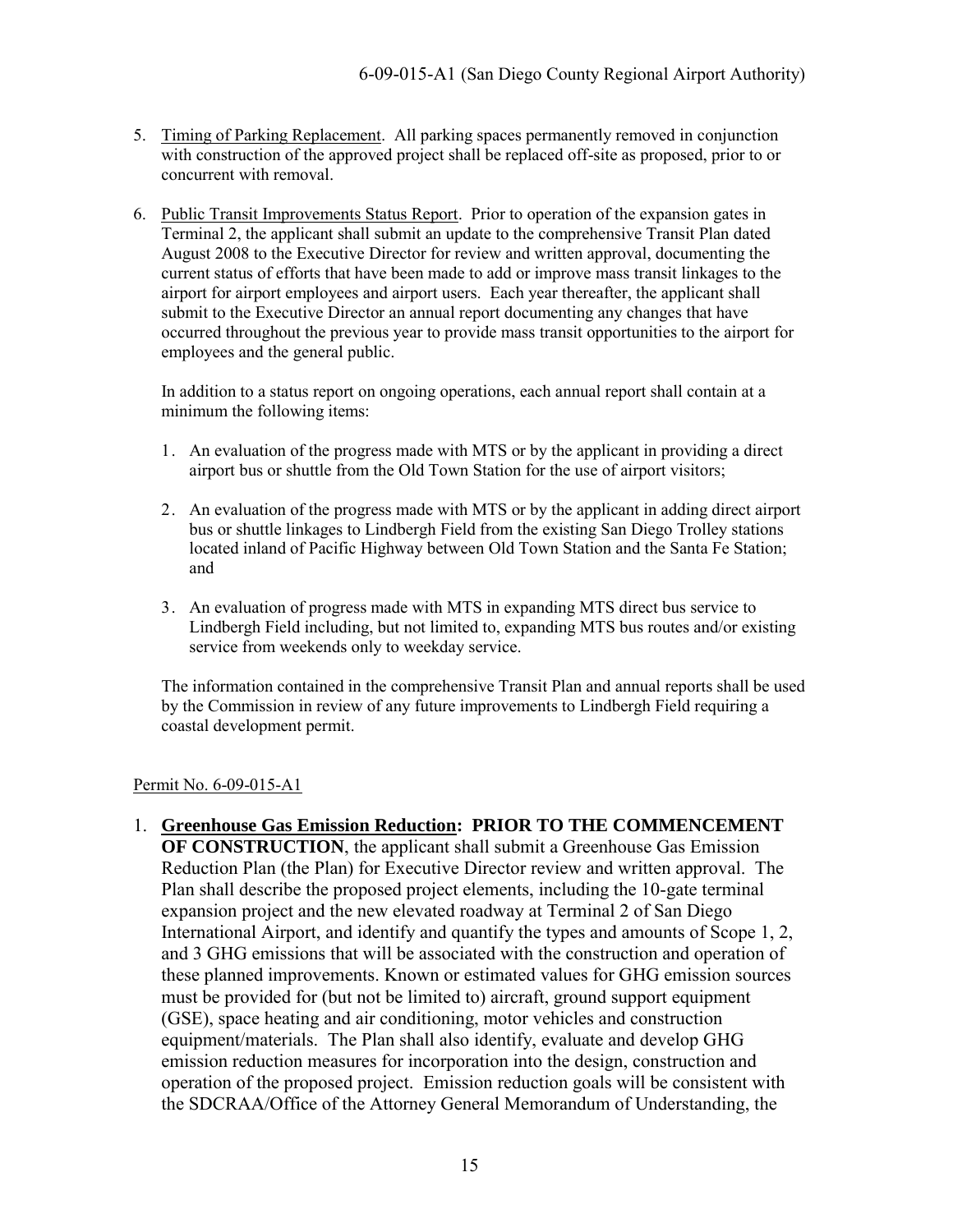5. Timing of Parking Replacement. All parking spaces permanently removed in conjunction with construction of the approved project shall be replaced off-site as proposed, prior to or concurrent with removal.

6. Public Transit Improvements Status Report. Prior to operation of the expansion gates in Terminal 2, the applicant shall submit an update to the comprehensive Transit Plan dated August 2008 to the Executive Director for review and written approval, documenting the current status of efforts that have been made to add or improve mass transit linkages to the airport for airport employees and airport users. Each year thereafter, the applicant shall submit to the Executive Director an annual report documenting any changes that have occurred throughout the previous year to provide mass transit opportunities to the airport for employees and the general public.

   In addition to a status report on ongoing operations, each annual report shall contain at a minimum the following items:

   1. An evaluation of the progress made with MTS or by the applicant in providing a direct airport bus or shuttle from the Old Town Station for the use of airport visitors;

   2. An evaluation of the progress made with MTS or by the applicant in adding direct airport bus or shuttle linkages to Lindbergh Field from the existing San Diego Trolley stations located inland of Pacific Highway between Old Town Station and the Santa Fe Station; and

   3. An evaluation of progress made with MTS in expanding MTS direct bus service to Lindbergh Field including, but not limited to, expanding MTS bus routes and/or existing service from weekends only to weekday service.

   The information contained in the comprehensive Transit Plan and annual reports shall be used by the Commission in review of any future improvements to Lindbergh Field requiring a coastal development permit.

Permit No. 6-09-015-A1

1. **Greenhouse Gas Emission Reduction: PRIOR TO THE COMMENCEMENT OF CONSTRUCTION**, the applicant shall submit a Greenhouse Gas Emission Reduction Plan (the Plan) for Executive Director review and written approval. The Plan shall describe the proposed project elements, including the 10-gate terminal expansion project and the new elevated roadway at Terminal 2 of San Diego International Airport, and identify and quantify the types and amounts of Scope 1, 2, and 3 GHG emissions that will be associated with the construction and operation of these planned improvements. Known or estimated values for GHG emission sources must be provided for (but not be limited to) aircraft, ground support equipment (GSE), space heating and air conditioning, motor vehicles and construction equipment/materials. The Plan shall also identify, evaluate and develop GHG emission reduction measures for incorporation into the design, construction and operation of the proposed project. Emission reduction goals will be consistent with the SDCRAA/Office of the Attorney General Memorandum of Understanding, the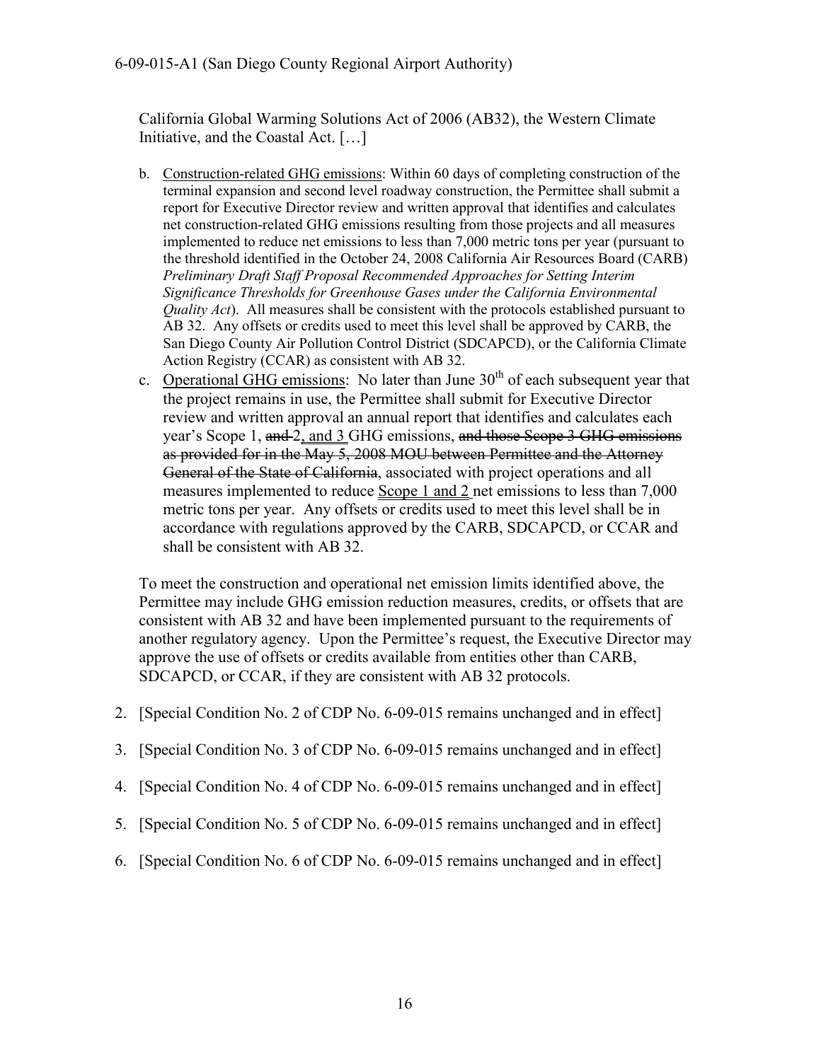California Global Warming Solutions Act of 2006 (AB32), the Western Climate Initiative, and the Coastal Act. […]

b. <u>Construction-related GHG emissions</u>: Within 60 days of completing construction of the terminal expansion and second level roadway construction, the Permittee shall submit a report for Executive Director review and written approval that identifies and calculates net construction-related GHG emissions resulting from those projects and all measures implemented to reduce net emissions to less than 7,000 metric tons per year (pursuant to the threshold identified in the October 24, 2008 California Air Resources Board (CARB) *Preliminary Draft Staff Proposal Recommended Approaches for Setting Interim Significance Thresholds for Greenhouse Gases under the California Environmental Quality Act*). All measures shall be consistent with the protocols established pursuant to AB 32. Any offsets or credits used to meet this level shall be approved by CARB, the San Diego County Air Pollution Control District (SDCAPCD), or the California Climate Action Registry (CCAR) as consistent with AB 32.

c. <u>Operational GHG emissions</u>: No later than June 30th of each subsequent year that the project remains in use, the Permittee shall submit for Executive Director review and written approval an annual report that identifies and calculates each year's Scope 1, ~~and~~ 2<u>, and 3</u> GHG emissions, ~~and those Scope 3 GHG emissions as provided for in the May 5, 2008 MOU between Permittee and the Attorney General of the State of California~~, associated with project operations and all measures implemented to reduce <u>Scope 1 and 2</u> net emissions to less than 7,000 metric tons per year. Any offsets or credits used to meet this level shall be in accordance with regulations approved by the CARB, SDCAPCD, or CCAR and shall be consistent with AB 32.

To meet the construction and operational net emission limits identified above, the Permittee may include GHG emission reduction measures, credits, or offsets that are consistent with AB 32 and have been implemented pursuant to the requirements of another regulatory agency. Upon the Permittee's request, the Executive Director may approve the use of offsets or credits available from entities other than CARB, SDCAPCD, or CCAR, if they are consistent with AB 32 protocols.

2. [Special Condition No. 2 of CDP No. 6-09-015 remains unchanged and in effect]

3. [Special Condition No. 3 of CDP No. 6-09-015 remains unchanged and in effect]

4. [Special Condition No. 4 of CDP No. 6-09-015 remains unchanged and in effect]

5. [Special Condition No. 5 of CDP No. 6-09-015 remains unchanged and in effect]

6. [Special Condition No. 6 of CDP No. 6-09-015 remains unchanged and in effect]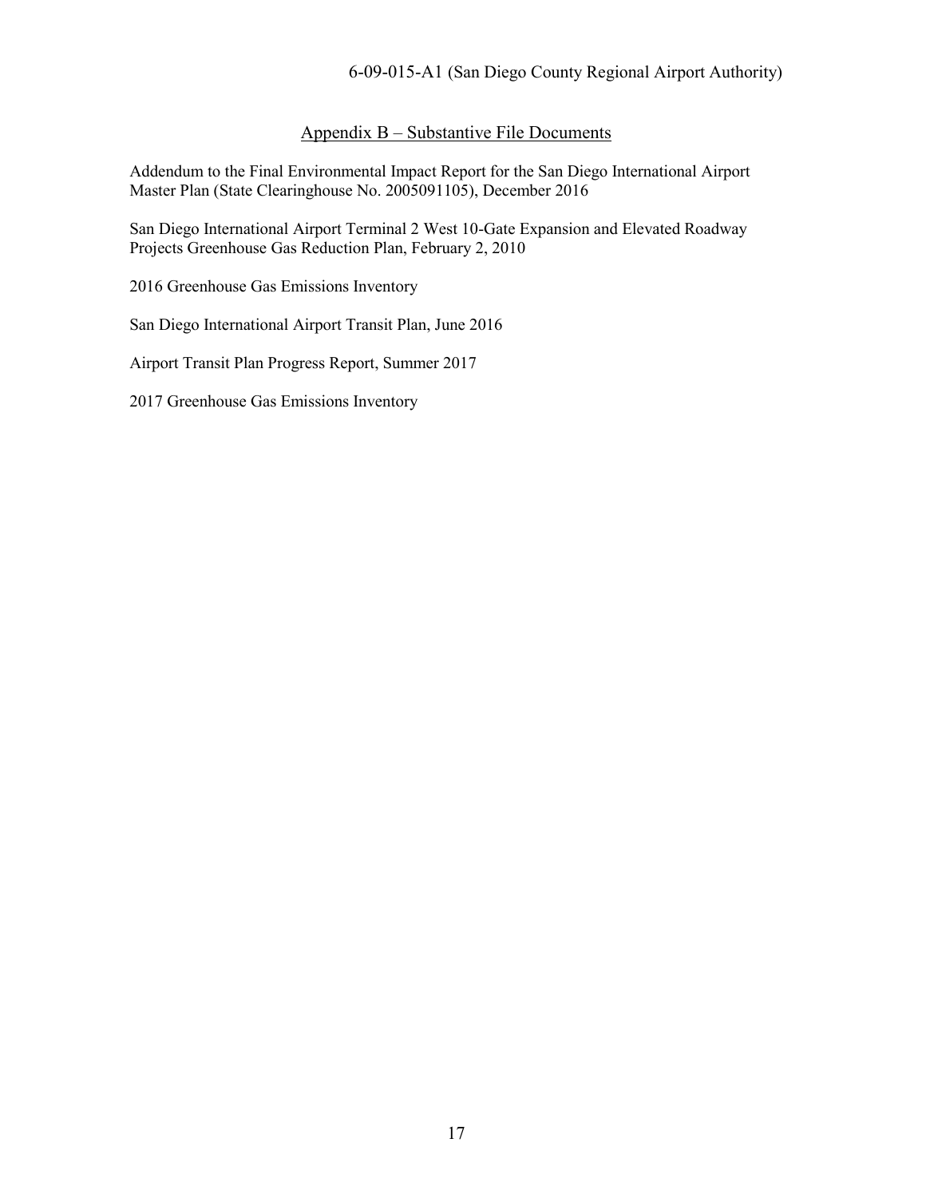## Appendix B – Substantive File Documents

Addendum to the Final Environmental Impact Report for the San Diego International Airport Master Plan (State Clearinghouse No. 2005091105), December 2016

San Diego International Airport Terminal 2 West 10-Gate Expansion and Elevated Roadway Projects Greenhouse Gas Reduction Plan, February 2, 2010

2016 Greenhouse Gas Emissions Inventory

San Diego International Airport Transit Plan, June 2016

Airport Transit Plan Progress Report, Summer 2017

2017 Greenhouse Gas Emissions Inventory